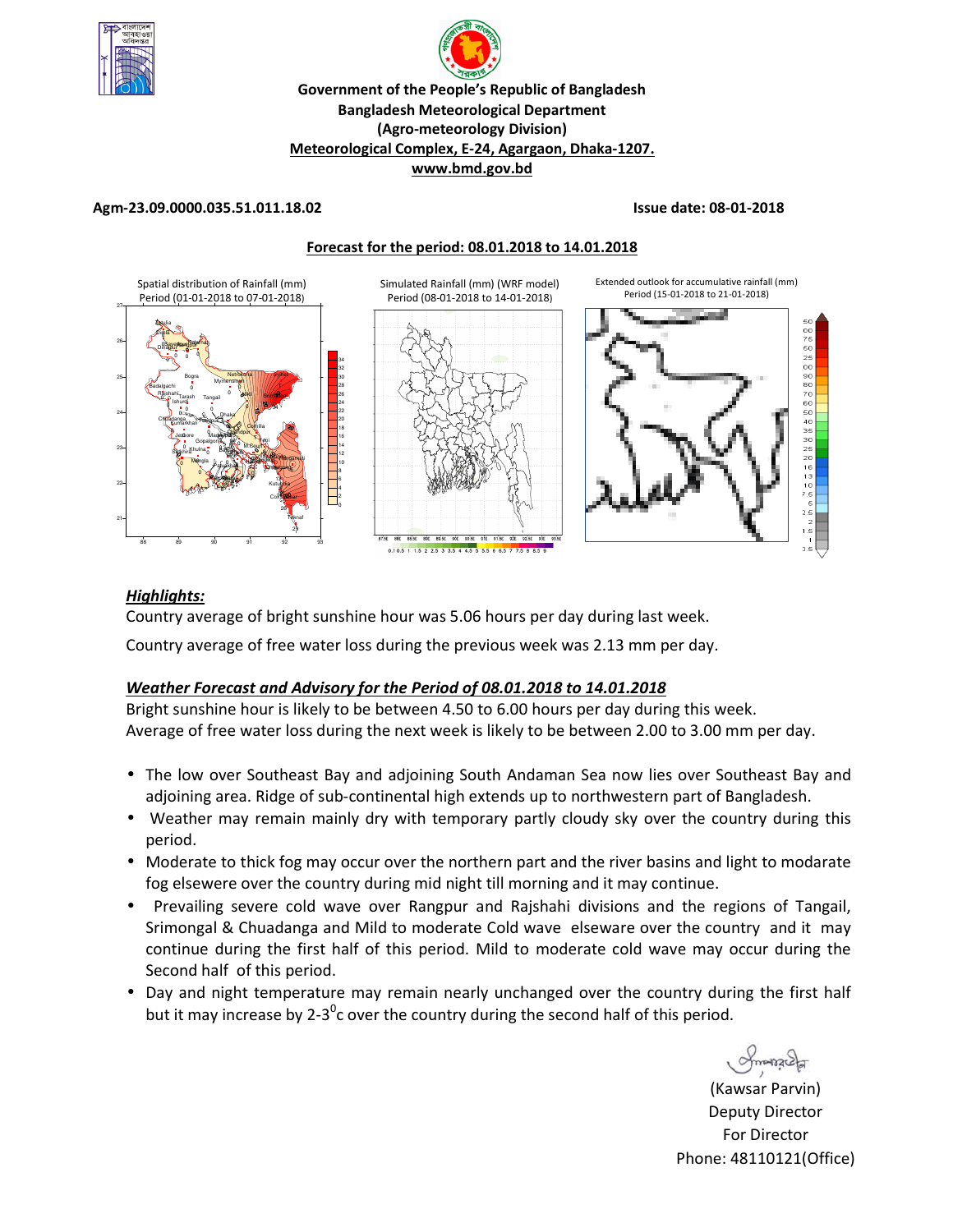Government of the People's Republic of Bangladesh
Bangladesh Meteorological Department
(Agro-meteorology Division)
Meteorological Complex, E-24, Agargaon, Dhaka-1207.
www.bmd.gov.bd

**Agm-23.09.0000.035.51.011.18.02** **Issue date: 08-01-2018**

**Forecast for the period: 08.01.2018 to 14.01.2018**

Spatial distribution of Rainfall (mm) Period (01-01-2018 to 07-01-2018)

Simulated Rainfall (mm) (WRF model) Period (08-01-2018 to 14-01-2018)

Extended outlook for accumulative rainfall (mm) Period (15-01-2018 to 21-01-2018)

## *Highlights:*

Country average of bright sunshine hour was 5.06 hours per day during last week.

Country average of free water loss during the previous week was 2.13 mm per day.

## *Weather Forecast and Advisory for the Period of 08.01.2018 to 14.01.2018*

Bright sunshine hour is likely to be between 4.50 to 6.00 hours per day during this week.
Average of free water loss during the next week is likely to be between 2.00 to 3.00 mm per day.

- The low over Southeast Bay and adjoining South Andaman Sea now lies over Southeast Bay and adjoining area. Ridge of sub-continental high extends up to northwestern part of Bangladesh.
- Weather may remain mainly dry with temporary partly cloudy sky over the country during this period.
- Moderate to thick fog may occur over the northern part and the river basins and light to modarate fog elsewere over the country during mid night till morning and it may continue.
- Prevailing severe cold wave over Rangpur and Rajshahi divisions and the regions of Tangail, Srimongal & Chuadanga and Mild to moderate Cold wave elseware over the country and it may continue during the first half of this period. Mild to moderate cold wave may occur during the Second half of this period.
- Day and night temperature may remain nearly unchanged over the country during the first half but it may increase by 2-3$^{0}$c over the country during the second half of this period.

(Kawsar Parvin)
Deputy Director
For Director
Phone: 48110121(Office)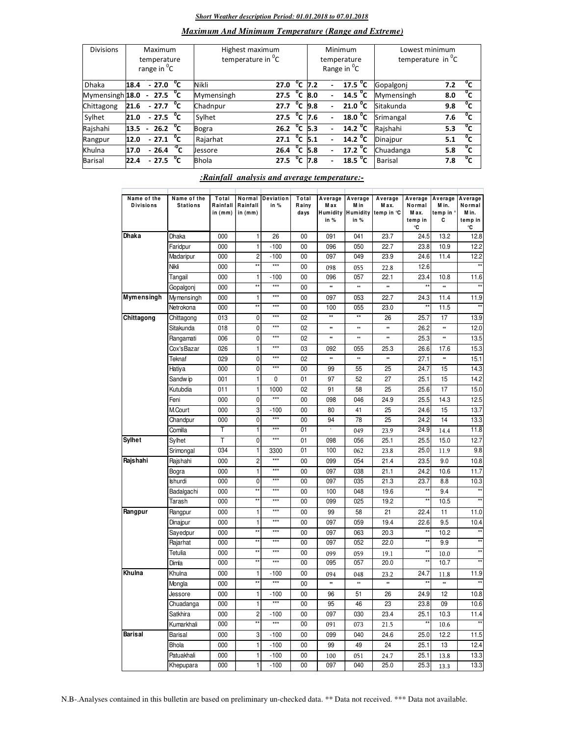***Short Weather description Period: 01.01.2018 to 07.01.2018***

***Maximum And Minimum Temperature (Range and Extreme)***

| Divisions | Maximum temperature range in °C | Highest maximum temperature in °C | | Minimum temperature Range in °C | Lowest minimum temperature in °C | |
|---|---|---|---|---|---|---|
| Dhaka | 18.4 - 27.0 °C | Nikli | 27.0 °C | 7.2 - 17.5 °C | Gopalgonj | 7.2 °C |
| Mymensingh | 18.0 - 27.5 °C | Mymensingh | 27.5 °C | 8.0 - 14.5 °C | Mymensingh | 8.0 °C |
| Chittagong | 21.6 - 27.7 °C | Chadnpur | 27.7 °C | 9.8 - 21.0 °C | Sitakunda | 9.8 °C |
| Sylhet | 21.0 - 27.5 °C | Sylhet | 27.5 °C | 7.6 - 18.0 °C | Srimangal | 7.6 °C |
| Rajshahi | 13.5 - 26.2 °C | Bogra | 26.2 °C | 5.3 - 14.2 °C | Rajshahi | 5.3 °C |
| Rangpur | 12.0 - 27.1 °C | Rajarhat | 27.1 °C | 5.1 - 14.2 °C | Dinajpur | 5.1 °C |
| Khulna | 17.0 - 26.4 °C | Jessore | 26.4 °C | 5.8 - 17.2 °C | Chuadanga | 5.8 °C |
| Barisal | 22.4 - 27.5 °C | Bhola | 27.5 °C | 7.8 - 18.5 °C | Barisal | 7.8 °C |

***:Rainfall analysis and average temperature:-***

| Name of the Divisions | Name of the Stations | Total Rainfall in (mm) | Normal Rainfall in (mm) | Deviation in % | Total Rainy days | Average Max Humidity in % | Average Min Humidity in % | Average Max. temp in °C | Average Normal Max. temp in °C | Average Min. temp in °C | Average Normal Min. temp in °C |
|---|---|---|---|---|---|---|---|---|---|---|---|
| **Dhaka** | Dhaka | 000 | 1 | 26 | 00 | 091 | 041 | 23.7 | 24.5 | 13.2 | 12.8 |
| | Faridpur | 000 | 1 | -100 | 00 | 096 | 050 | 22.7 | 23.8 | 10.9 | 12.2 |
| | Madaripur | 000 | 2 | -100 | 00 | 097 | 049 | 23.9 | 24.6 | 11.4 | 12.2 |
| | Nikli | 000 | ** | *** | 00 | 098 | 055 | 22.8 | 12.6 | | ** |
| | Tangail | 000 | 1 | -100 | 00 | 096 | 057 | 22.1 | 23.4 | 10.8 | 11.6 |
| | Gopalgonj | 000 | ** | *** | 00 | ** | ** | ** | ** | ** | ** |
| **Mymensingh** | Mymensingh | 000 | 1 | *** | 00 | 097 | 053 | 22.7 | 24.3 | 11.4 | 11.9 |
| | Netrokona | 000 | ** | *** | 00 | 100 | 055 | 23.0 | ** | 11.5 | ** |
| **Chittagong** | Chittagong | 013 | 0 | *** | 02 | ** | ** | 26 | 25.7 | 17 | 13.9 |
| | Sitakunda | 018 | 0 | *** | 02 | ** | ** | ** | 26.2 | ** | 12.0 |
| | Rangamati | 006 | 0 | *** | 02 | ** | ** | ** | 25.3 | ** | 13.5 |
| | Cox'sBazar | 026 | 1 | *** | 03 | 092 | 055 | 25.3 | 26.6 | 17.6 | 15.3 |
| | Teknaf | 029 | 0 | *** | 02 | ** | ** | ** | 27.1 | ** | 15.1 |
| | Hatiya | 000 | 0 | *** | 00 | 99 | 55 | 25 | 24.7 | 15 | 14.3 |
| | Sandwip | 001 | 1 | 0 | 01 | 97 | 52 | 27 | 25.1 | 15 | 14.2 |
| | Kutubdia | 011 | 1 | 1000 | 02 | 91 | 58 | 25 | 25.6 | 17 | 15.0 |
| | Feni | 000 | 0 | *** | 00 | 098 | 046 | 24.9 | 25.5 | 14.3 | 12.5 |
| | M.Court | 000 | 3 | -100 | 00 | 80 | 41 | 25 | 24.6 | 15 | 13.7 |
| | Chandpur | 000 | 0 | *** | 00 | 94 | 78 | 25 | 24.2 | 14 | 13.3 |
| | Comilla | T | 1 | *** | 01 | ` | 049 | 23.9 | 24.9 | 14.4 | 11.8 |
| **Sylhet** | Sylhet | T | 0 | *** | 01 | 098 | 056 | 25.1 | 25.5 | 15.0 | 12.7 |
| | Srimongal | 034 | 1 | 3300 | 01 | 100 | 062 | 23.8 | 25.0 | 11.9 | 9.8 |
| **Rajshahi** | Rajshahi | 000 | 2 | *** | 00 | 099 | 054 | 21.4 | 23.5 | 9.0 | 10.8 |
| | Bogra | 000 | 1 | *** | 00 | 097 | 038 | 21.1 | 24.2 | 10.6 | 11.7 |
| | Ishurdi | 000 | 0 | *** | 00 | 097 | 035 | 21.3 | 23.7 | 8.8 | 10.3 |
| | Badalgachi | 000 | ** | *** | 00 | 100 | 048 | 19.6 | ** | 9.4 | ** |
| | Tarash | 000 | ** | *** | 00 | 099 | 025 | 19.2 | ** | 10.5 | ** |
| **Rangpur** | Rangpur | 000 | 1 | *** | 00 | 99 | 58 | 21 | 22.4 | 11 | 11.0 |
| | Dinajpur | 000 | 1 | *** | 00 | 097 | 059 | 19.4 | 22.6 | 9.5 | 10.4 |
| | Sayedpur | 000 | ** | *** | 00 | 097 | 063 | 20.3 | ** | 10.2 | ** |
| | Rajarhat | 000 | ** | *** | 00 | 097 | 052 | 22.0 | ** | 9.9 | ** |
| | Tetulia | 000 | ** | *** | 00 | 099 | 059 | 19.1 | ** | 10.0 | ** |
| | Dimla | 000 | ** | *** | 00 | 095 | 057 | 20.0 | ** | 10.7 | ** |
| **Khulna** | Khulna | 000 | 1 | -100 | 00 | 094 | 048 | 23.2 | 24.7 | 11.8 | 11.9 |
| | Mongla | 000 | ** | *** | 00 | ** | ** | ** | ** | ** | ** |
| | Jessore | 000 | 1 | -100 | 00 | 96 | 51 | 26 | 24.9 | 12 | 10.8 |
| | Chuadanga | 000 | 1 | *** | 00 | 95 | 46 | 23 | 23.8 | 09 | 10.6 |
| | Satkhira | 000 | 2 | -100 | 00 | 097 | 030 | 23.4 | 25.1 | 10.3 | 11.4 |
| | Kumarkhali | 000 | ** | *** | 00 | 091 | 073 | 21.5 | ** | 10.6 | ** |
| **Barisal** | Barisal | 000 | 3 | -100 | 00 | 099 | 040 | 24.6 | 25.0 | 12.2 | 11.5 |
| | Bhola | 000 | 1 | -100 | 00 | 99 | 49 | 24 | 25.1 | 13 | 12.4 |
| | Patuakhali | 000 | 1 | -100 | 00 | 100 | 051 | 24.7 | 25.1 | 13.8 | 13.3 |
| | Khepupara | 000 | 1 | -100 | 00 | 097 | 040 | 25.0 | 25.3 | 13.3 | 13.3 |

N.B-.Analyses contained in this bulletin are based on preliminary un-checked data. ** Data not received. *** Data not available.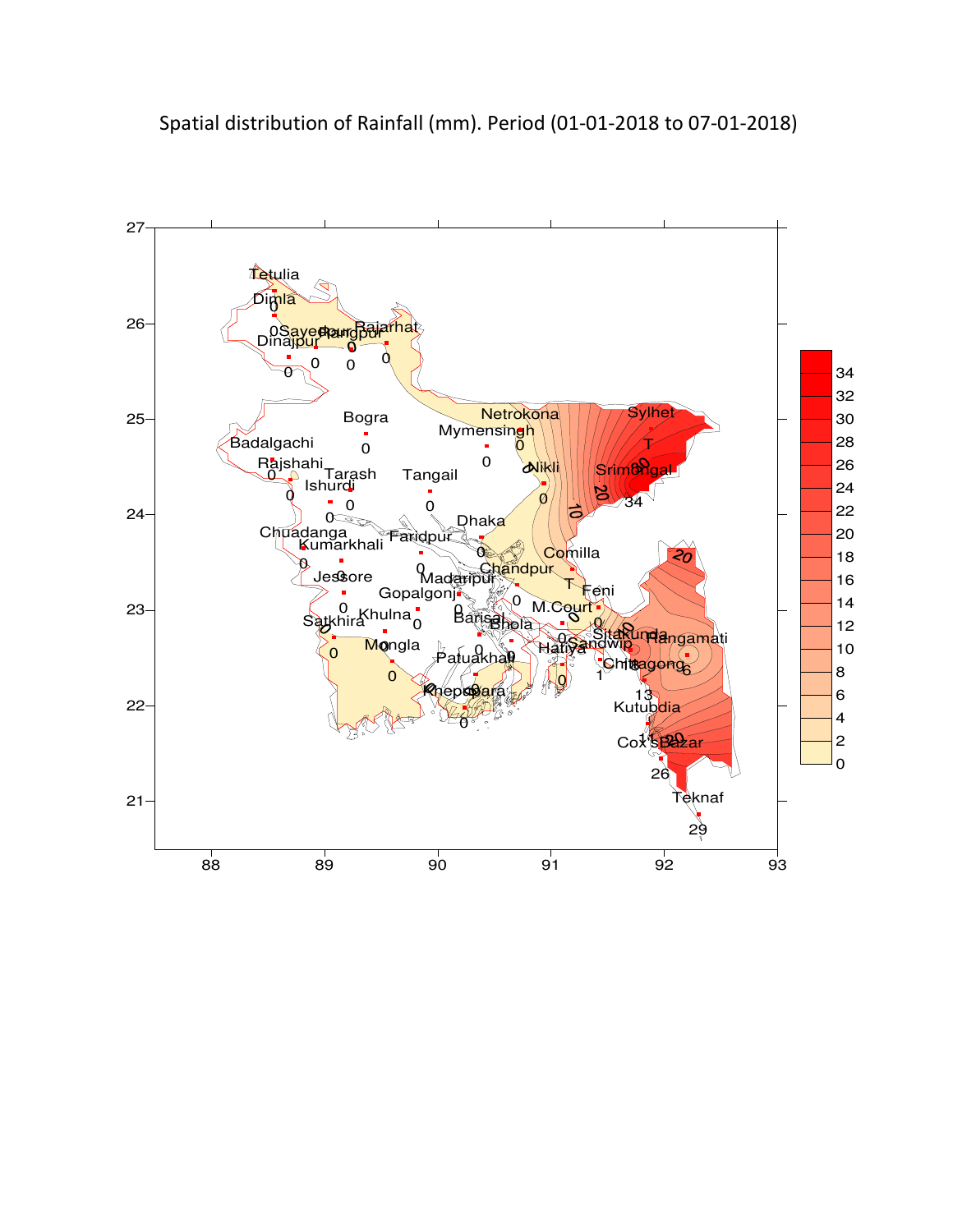Spatial distribution of Rainfall (mm). Period (01-01-2018 to 07-01-2018)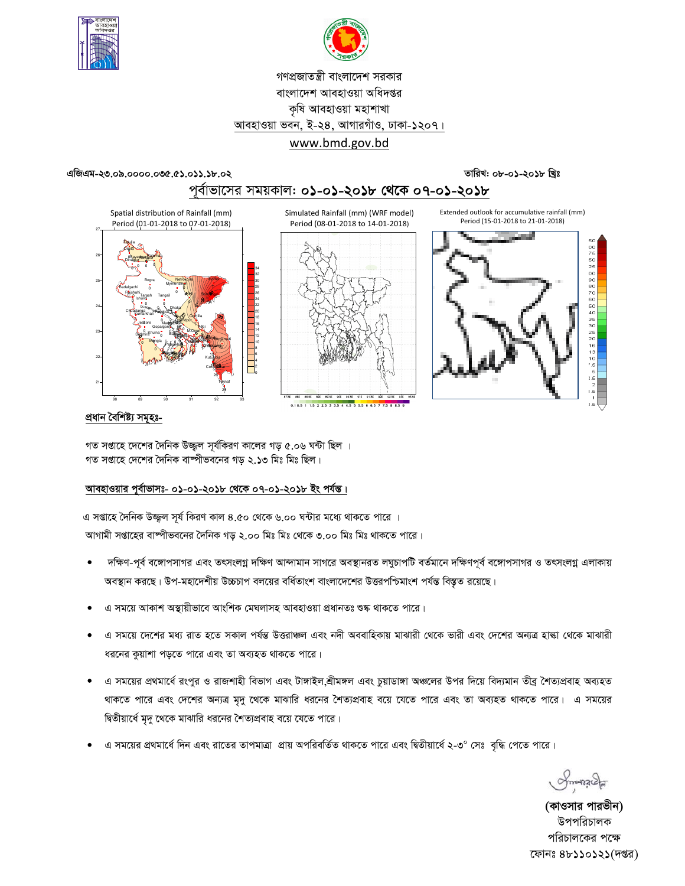গণপ্রজাতন্ত্রী বাংলাদেশ সরকার
বাংলাদেশ আবহাওয়া অধিদপ্তর
কৃষি আবহাওয়া মহাশাখা
আবহাওয়া ভবন, ই-২৪, আগারগাঁও, ঢাকা-১২০৭।
www.bmd.gov.bd

এজিএম-২৩.০৯.০০০০.০৩৫.৫১.০১১.১৮.০২ তারিখ: ০৮-০১-২০১৮ খ্রিঃ

## পূর্বাভাসের সময়কাল: ০১-০১-২০১৮ থেকে ০৭-০১-২০১৮

Spatial distribution of Rainfall (mm) Period (01-01-2018 to 07-01-2018)

Simulated Rainfall (mm) (WRF model) Period (08-01-2018 to 14-01-2018)

Extended outlook for accumulative rainfall (mm) Period (15-01-2018 to 21-01-2018)

### প্রধান বৈশিষ্ট্য সমূহঃ-

গত সপ্তাহে দেশের দৈনিক উজ্জ্বল সূর্যকিরণ কালের গড় ৫.০৬ ঘন্টা ছিল ।
গত সপ্তাহে দেশের দৈনিক বাষ্পীভবনের গড় ২.১৩ মিঃ মিঃ ছিল।

### আবহাওয়ার পূর্বাভাসঃ- ০১-০১-২০১৮ থেকে ০৭-০১-২০১৮ ইং পর্যন্ত।

এ সপ্তাহে দৈনিক উজ্জ্বল সূর্য কিরণ কাল ৪.৫০ থেকে ৬.০০ ঘন্টার মধ্যে থাকতে পারে ।
আগামী সপ্তাহের বাষ্পীভবনের দৈনিক গড় ২.০০ মিঃ মিঃ থেকে ৩.০০ মিঃ মিঃ থাকতে পারে।

- দক্ষিণ-পূর্ব বঙ্গোপসাগর এবং তৎসংলগ্ন দক্ষিণ আন্দামান সাগরে অবস্থানরত লঘুচাপটি বর্তমানে দক্ষিণপূর্ব বঙ্গোপসাগর ও তৎসংলগ্ন এলাকায় অবস্থান করছে। উপ-মহাদেশীয় উচ্চচাপ বলয়ের বর্ধিতাংশ বাংলাদেশের উত্তরপশ্চিমাংশ পর্যন্ত বিস্তৃত রয়েছে।
- এ সময়ে আকাশ অস্থায়ীভাবে আংশিক মেঘলাসহ আবহাওয়া প্রধানতঃ শুষ্ক থাকতে পারে।
- এ সময়ে দেশের মধ্য রাত হতে সকাল পর্যন্ত উত্তরাঞ্চল এবং নদী অববাহিকায় মাঝারী থেকে ভারী এবং দেশের অন্যত্র হাল্কা থেকে মাঝারী ধরনের কুয়াশা পড়তে পারে এবং তা অব্যহত থাকতে পারে।
- এ সময়ের প্রথমার্ধে রংপুর ও রাজশাহী বিভাগ এবং টাঙ্গাইল,শ্রীমঙ্গল এবং চুয়াডাঙ্গা অঞ্চলের উপর দিয়ে বিদ্যমান তীব্র শৈত্যপ্রবাহ অব্যহত থাকতে পারে এবং দেশের অন্যত্র মৃদু থেকে মাঝারি ধরনের শৈত্যপ্রবাহ বয়ে যেতে পারে এবং তা অব্যহত থাকতে পারে। এ সময়ের দ্বিতীয়ার্ধে মৃদু থেকে মাঝারি ধরনের শৈত্যপ্রবাহ বয়ে যেতে পারে।
- এ সময়ের প্রথমার্ধে দিন এবং রাতের তাপমাত্রা প্রায় অপরিবর্তিত থাকতে পারে এবং দ্বিতীয়ার্ধে ২-৩° সেঃ বৃদ্ধি পেতে পারে।

(কাওসার পারভীন)
উপপরিচালক
পরিচালকের পক্ষে
ফোনঃ ৪৮১১০১২১(দপ্তর)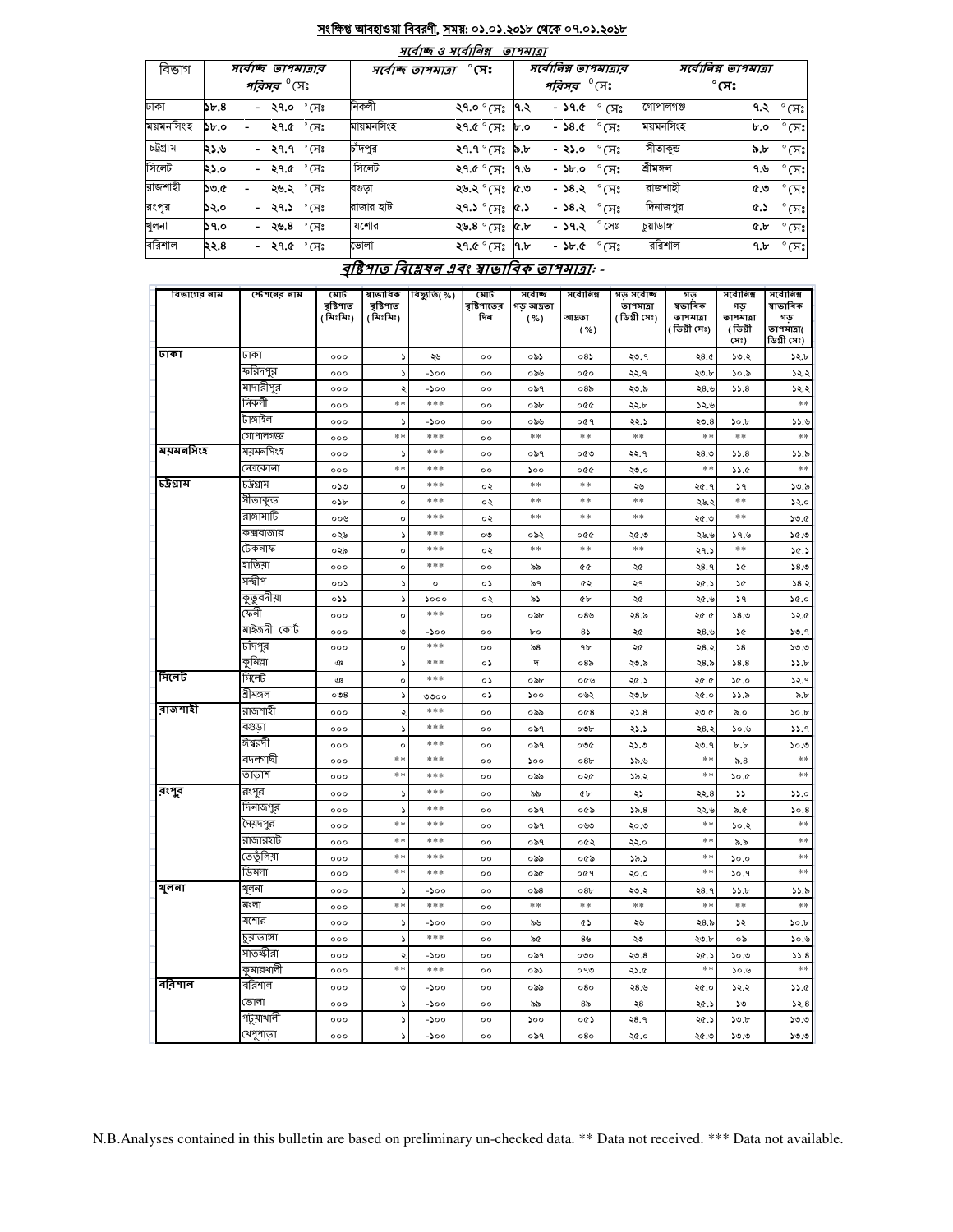## সংক্ষিপ্ত আবহাওয়া বিবরণী, সময়: ০১.০১.২০১৮ থেকে ০৭.০১.২০১৮

### সর্বোচ্চ ও সর্বোনিম্ন তাপমাত্রা

| বিভাগ | সর্বোচ্চ তাপমাত্রার পরিসর °সেঃ | সর্বোচ্চ তাপমাত্রা °সেঃ | | সর্বোনিম্ন তাপমাত্রার পরিসর °সেঃ | সর্বোনিম্ন তাপমাত্রা °সেঃ | |
|---|---|---|---|---|---|---|
| ঢাকা | ১৮.৪ - ২৭.০ °সেঃ | নিকলী | ২৭.০ °সেঃ | ৭.২ - ১৭.৫ °সেঃ | গোপালগঞ্জ | ৭.২ °সেঃ |
| ময়মনসিংহ | ১৮.০ - ২৭.৫ °সেঃ | ময়মনসিংহ | ২৭.৫ °সেঃ | ৮.০ - ১৪.৫ °সেঃ | ময়মনসিংহ | ৮.০ °সেঃ |
| চট্টগ্রাম | ২১.৬ - ২৭.৭ °সেঃ | চাঁদপুর | ২৭.৭ °সেঃ | ৯.৮ - ২১.০ °সেঃ | সীতাকুন্ড | ৯.৮ °সেঃ |
| সিলেট | ২১.০ - ২৭.৫ °সেঃ | সিলেট | ২৭.৫ °সেঃ | ৭.৬ - ১৮.০ °সেঃ | শ্রীমঙ্গল | ৭.৬ °সেঃ |
| রাজশাহী | ১৩.৫ - ২৬.২ °সেঃ | বগুড়া | ২৬.২ °সেঃ | ৫.৩ - ১৪.২ °সেঃ | রাজশাহী | ৫.৩ °সেঃ |
| রংপুর | ১২.০ - ২৭.১ °সেঃ | রাজার হাট | ২৭.১ °সেঃ | ৫.১ - ১৪.২ °সেঃ | দিনাজপুর | ৫.১ °সেঃ |
| খুলনা | ১৭.০ - ২৬.৪ °সেঃ | যশোর | ২৬.৪ °সেঃ | ৫.৮ - ১৭.২ °সেঃ | চুয়াডাঙ্গা | ৫.৮ °সেঃ |
| বরিশাল | ২২.৪ - ২৭.৫ °সেঃ | ভোলা | ২৭.৫ °সেঃ | ৭.৮ - ১৮.৫ °সেঃ | বরিশাল | ৭.৮ °সেঃ |

### বৃষ্টিপাত বিশ্লেষন এবং স্বাভাবিক তাপমাত্রাঃ -

| বিভাগের নাম | স্টেশনের নাম | মোট বৃষ্টিপাত (মিঃমিঃ) | স্বাভাবিক বৃষ্টিপাত (মিঃমিঃ) | বিছ্যুতি(%) | মোট বৃষ্টিপাতের দিন | সর্বোচ্চ গড় আদ্রতা (%) | সর্বোনিম্ন আদ্রতা (%) | গড় সর্বোচ্চ তাপমাত্রা (ডিগ্রী সেঃ) | গড় স্বাভাবিক তাপমাত্রা (ডিগ্রী সেঃ) | সর্বোনিম্ন গড় তাপমাত্রা (ডিগ্রী সেঃ) | সর্বোনিম্ন স্বাভাবিক গড় তাপমাত্রা (ডিগ্রী সেঃ) |
|---|---|---|---|---|---|---|---|---|---|---|---|
| ঢাকা | ঢাকা | ০০০ | ১ | ২৬ | ০০ | ০৯১ | ০৪১ | ২৩.৭ | ২৪.৫ | ১৩.২ | ১২.৮ |
| | ফরিদপুর | ০০০ | ১ | -১০০ | ০০ | ০৯৬ | ০৫০ | ২২.৭ | ২৩.৮ | ১০.৯ | ১২.২ |
| | মাদারীপুর | ০০০ | ২ | -১০০ | ০০ | ০৯৭ | ০৪৯ | ২৩.৯ | ২৪.৬ | ১১.৪ | ১২.২ |
| | নিকলী | ০০০ | ** | *** | ০০ | ০৯৮ | ০৫৫ | ২২.৮ | ১২.৬ | | ** |
| | টাঙ্গাইল | ০০০ | ১ | -১০০ | ০০ | ০৯৬ | ০৫৭ | ২২.১ | ২৩.৪ | ১০.৮ | ১১.৬ |
| | গোপালগঞ্জ | ০০০ | ** | *** | ০০ | ** | ** | ** | ** | ** | ** |
| ময়মনসিংহ | ময়মনসিংহ | ০০০ | ১ | *** | ০০ | ০৯৭ | ০৫৩ | ২২.৭ | ২৪.৩ | ১১.৪ | ১১.৯ |
| | নেত্রকোনা | ০০০ | ** | *** | ০০ | ১০০ | ০৫৫ | ২৩.০ | ** | ১১.৫ | ** |
| চট্টগ্রাম | চট্টগ্রাম | ০১৩ | ০ | *** | ০২ | ** | ** | ২৬ | ২৫.৭ | ১৭ | ১৩.৯ |
| | সীতাকুন্ড | ০১৮ | ০ | *** | ০২ | ** | ** | ** | ২৬.২ | ** | ১২.০ |
| | রাঙ্গামাটি | ০০৬ | ০ | *** | ০২ | ** | ** | ** | ২৫.৩ | ** | ১৩.৫ |
| | কক্সবাজার | ০২৬ | ১ | *** | ০৩ | ০৯২ | ০৫৫ | ২৫.৩ | ২৬.৬ | ১৭.৬ | ১৫.৩ |
| | টেকনাফ | ০২৯ | ০ | *** | ০২ | ** | ** | ** | ২৭.১ | ** | ১৫.১ |
| | হাতিয়া | ০০০ | ০ | *** | ০০ | ৯৯ | ৫৫ | ২৫ | ২৪.৭ | ১৫ | ১৪.৩ |
| | সন্দ্বীপ | ০০১ | ১ | ০ | ০১ | ৯৭ | ৫২ | ২৭ | ২৫.১ | ১৫ | ১৪.২ |
| | কুতুবদীয়া | ০১১ | ১ | ১০০০ | ০২ | ৯১ | ৫৮ | ২৫ | ২৫.৬ | ১৭ | ১৫.০ |
| | ফেনী | ০০০ | ০ | *** | ০০ | ০৯৮ | ০৪৬ | ২৪.৯ | ২৫.৫ | ১৪.৩ | ১২.৫ |
| | মাইজদী কোর্ট | ০০০ | ৩ | -১০০ | ০০ | ৮০ | ৪১ | ২৫ | ২৪.৬ | ১৫ | ১৩.৭ |
| | চাঁদপুর | ০০০ | ০ | *** | ০০ | ৯৪ | ৭৮ | ২৫ | ২৪.২ | ১৪ | ১৩.৩ |
| | কুমিল্লা | এ | ১ | *** | ০১ | দ | ০৪৯ | ২৩.৯ | ২৪.৯ | ১৪.৪ | ১১.৮ |
| সিলেট | সিলেট | এ | ০ | *** | ০১ | ০৯৮ | ০৫৬ | ২৫.১ | ২৫.৫ | ১৫.০ | ১২.৭ |
| | শ্রীমঙ্গল | ০৩৪ | ১ | ৩৩০০ | ০১ | ১০০ | ০৬২ | ২৩.৮ | ২৫.০ | ১১.৯ | ৯.৮ |
| রাজশাহী | রাজশাহী | ০০০ | ২ | *** | ০০ | ০৯৯ | ০৫৪ | ২১.৪ | ২৩.৫ | ৯.০ | ১০.৮ |
| | বগুড়া | ০০০ | ১ | *** | ০০ | ০৯৭ | ০৩৮ | ২১.১ | ২৪.২ | ১০.৬ | ১১.৭ |
| | ঈশ্বরদী | ০০০ | ০ | *** | ০০ | ০৯৭ | ০৩৫ | ২১.৩ | ২৩.৭ | ৮.৮ | ১০.৩ |
| | বদলগাছী | ০০০ | ** | *** | ০০ | ১০০ | ০৪৮ | ১৯.৬ | ** | ৯.৪ | ** |
| | তাড়াশ | ০০০ | ** | *** | ০০ | ০৯৯ | ০২৫ | ১৯.২ | ** | ১০.৫ | ** |
| রংপুর | রংপুর | ০০০ | ১ | *** | ০০ | ৯৯ | ৫৮ | ২১ | ২২.৪ | ১১ | ১১.০ |
| | দিনাজপুর | ০০০ | ১ | *** | ০০ | ০৯৭ | ০৫৯ | ১৯.৪ | ২২.৬ | ৯.৫ | ১০.৪ |
| | সৈয়দপুর | ০০০ | ** | *** | ০০ | ০৯৭ | ০৬৩ | ২০.৩ | ** | ১০.২ | ** |
| | রাজারহাট | ০০০ | ** | *** | ০০ | ০৯৭ | ০৫২ | ২২.০ | ** | ৯.৯ | ** |
| | তেতুঁলিয়া | ০০০ | ** | *** | ০০ | ০৯৯ | ০৫৯ | ১৯.১ | ** | ১০.০ | ** |
| | ডিমলা | ০০০ | ** | *** | ০০ | ০৯৫ | ০৫৭ | ২০.০ | ** | ১০.৭ | ** |
| খুলনা | খুলনা | ০০০ | ১ | -১০০ | ০০ | ০৯৪ | ০৪৮ | ২৩.২ | ২৪.৭ | ১১.৮ | ১১.৯ |
| | মংলা | ০০০ | ** | *** | ০০ | ** | ** | ** | ** | ** | ** |
| | যশোর | ০০০ | ১ | -১০০ | ০০ | ৯৬ | ৫১ | ২৬ | ২৪.৯ | ১২ | ১০.৮ |
| | চুয়াডাঙ্গা | ০০০ | ১ | *** | ০০ | ৯৫ | ৪৬ | ২৩ | ২৩.৮ | ০৯ | ১০.৬ |
| | সাতক্ষীরা | ০০০ | ২ | -১০০ | ০০ | ০৯৭ | ০৩০ | ২৩.৪ | ২৫.১ | ১০.৩ | ১১.৪ |
| | কুমারখালী | ০০০ | ** | *** | ০০ | ০৯১ | ০৭৩ | ২১.৫ | ** | ১০.৬ | ** |
| বরিশাল | বরিশাল | ০০০ | ৩ | -১০০ | ০০ | ০৯৯ | ০৪০ | ২৪.৬ | ২৫.০ | ১২.২ | ১১.৫ |
| | ভোলা | ০০০ | ১ | -১০০ | ০০ | ৯৯ | ৪৯ | ২৪ | ২৫.১ | ১৩ | ১২.৪ |
| | পটুয়াখালী | ০০০ | ১ | -১০০ | ০০ | ১০০ | ০৫১ | ২৪.৭ | ২৫.১ | ১৩.৮ | ১৩.৩ |
| | খেপুপাড়া | ০০০ | ১ | -১০০ | ০০ | ০৯৭ | ০৪০ | ২৫.০ | ২৫.৩ | ১৩.৩ | ১৩.৩ |

N.B.Analyses contained in this bulletin are based on preliminary un-checked data. ** Data not received. *** Data not available.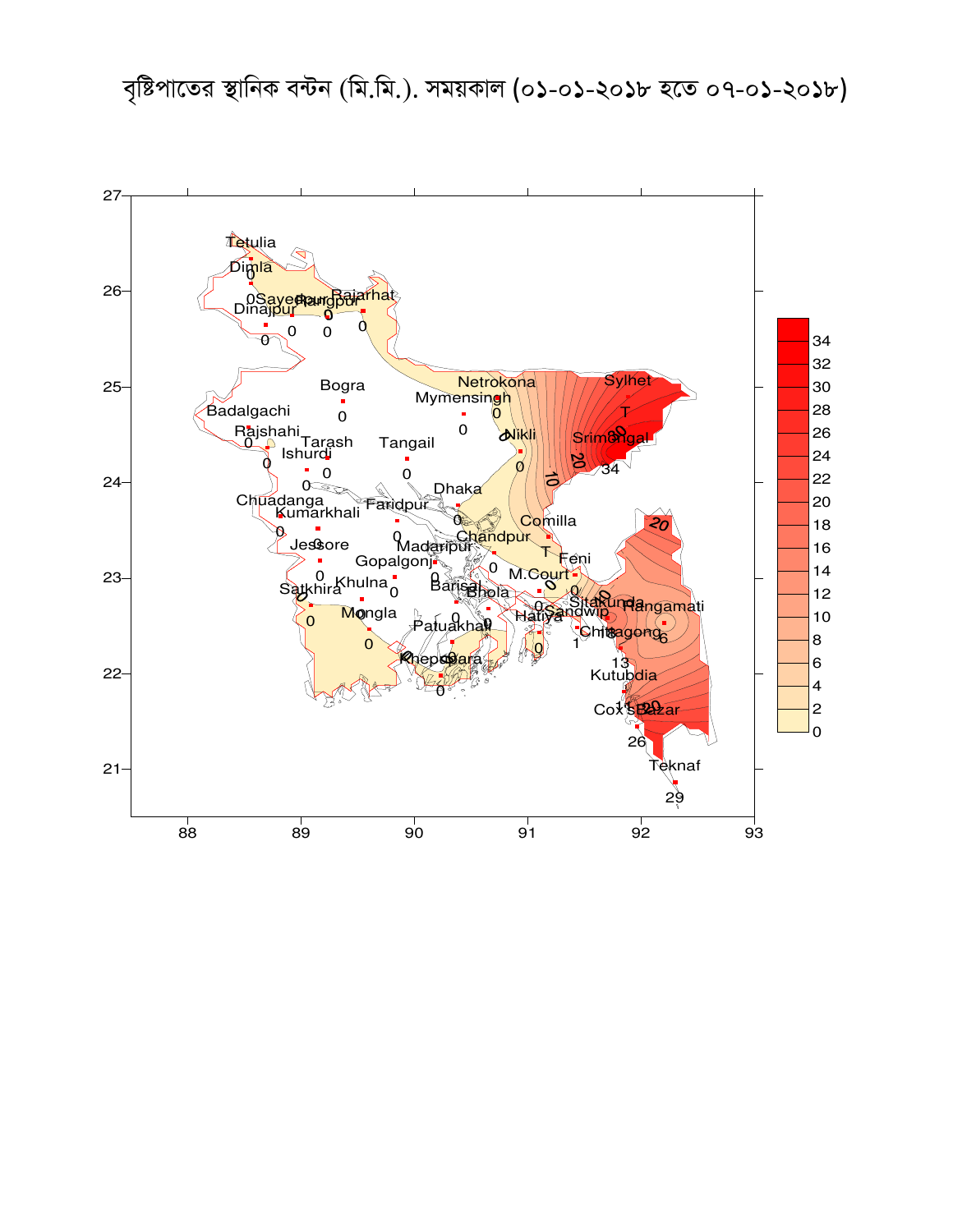# বৃষ্টিপাতের স্থানিক বন্টন (মি.মি.). সময়কাল (০১-০১-২০১৮ হতে ০৭-০১-২০১৮)

27
26
25
24
23
22
21

88
89
90
91
92
93

34
32
30
28
26
24
22
20
18
16
14
12
10
8
6
4
2
0

Tetulia
Dimla
0
Sayedpur
Rangpur
Rajarhat
Dinajpur
0
0
0
0
0
Bogra
0
Badalgachi
Rajshahi
0
Tarash
Ishurdi
0
0
0
Tangail
0
Netrokona
Mymensingh
0
0
Sylhet
T
Srimongal
34
Nikli
0
Dhaka
0
Faridpur
0
Chuadanga
Kumarkhali
0
0
Jessore
0
Gopalgonj
0
Madaripur
0
Chandpur
0
Comilla
T
Feni
0
M.Court
0
Satkhira
0
Khulna
0
Mongla
0
Barisal
0
Bhola
0
Patuakhali
0
Khepupara
0
Hatiya
0
Sandwip
1
Sitakunda
Rangamati
6
Chittagong
18
13
Kutubdia
11
Cox'sBazar
26
Teknaf
29
10
20
20
20